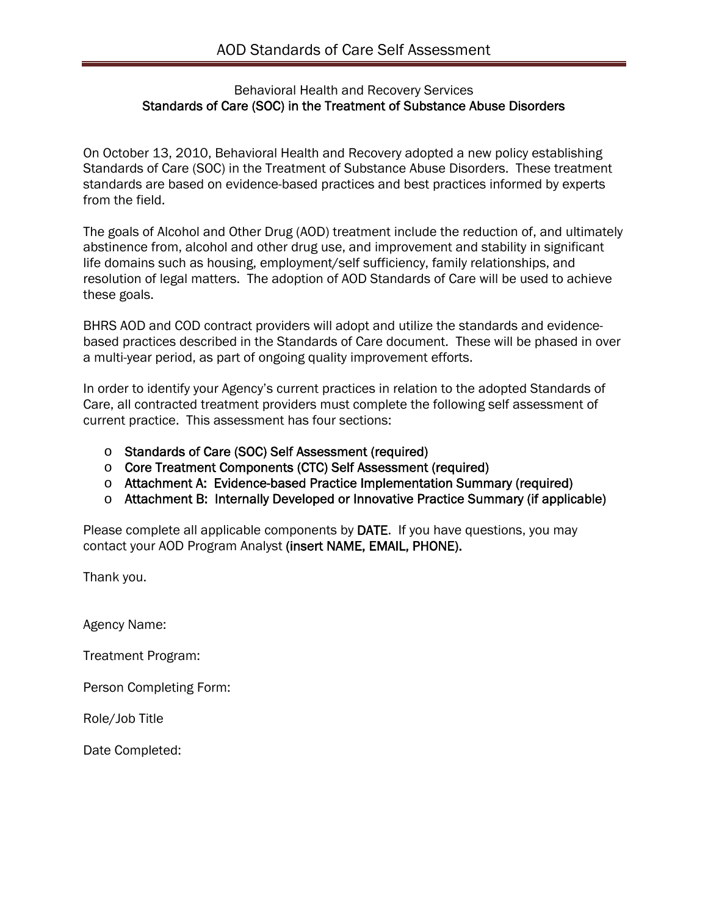# AOD Standards of Care Self Assessment

Behavioral Health and Recovery Services
**Standards of Care (SOC) in the Treatment of Substance Abuse Disorders**

On October 13, 2010, Behavioral Health and Recovery adopted a new policy establishing Standards of Care (SOC) in the Treatment of Substance Abuse Disorders. These treatment standards are based on evidence-based practices and best practices informed by experts from the field.

The goals of Alcohol and Other Drug (AOD) treatment include the reduction of, and ultimately abstinence from, alcohol and other drug use, and improvement and stability in significant life domains such as housing, employment/self sufficiency, family relationships, and resolution of legal matters. The adoption of AOD Standards of Care will be used to achieve these goals.

BHRS AOD and COD contract providers will adopt and utilize the standards and evidence-based practices described in the Standards of Care document. These will be phased in over a multi-year period, as part of ongoing quality improvement efforts.

In order to identify your Agency's current practices in relation to the adopted Standards of Care, all contracted treatment providers must complete the following self assessment of current practice. This assessment has four sections:

- Standards of Care (SOC) Self Assessment (required)
- Core Treatment Components (CTC) Self Assessment (required)
- Attachment A: Evidence-based Practice Implementation Summary (required)
- Attachment B: Internally Developed or Innovative Practice Summary (if applicable)

Please complete all applicable components by DATE. If you have questions, you may contact your AOD Program Analyst (insert NAME, EMAIL, PHONE).

Thank you.

Agency Name:

Treatment Program:

Person Completing Form:

Role/Job Title

Date Completed: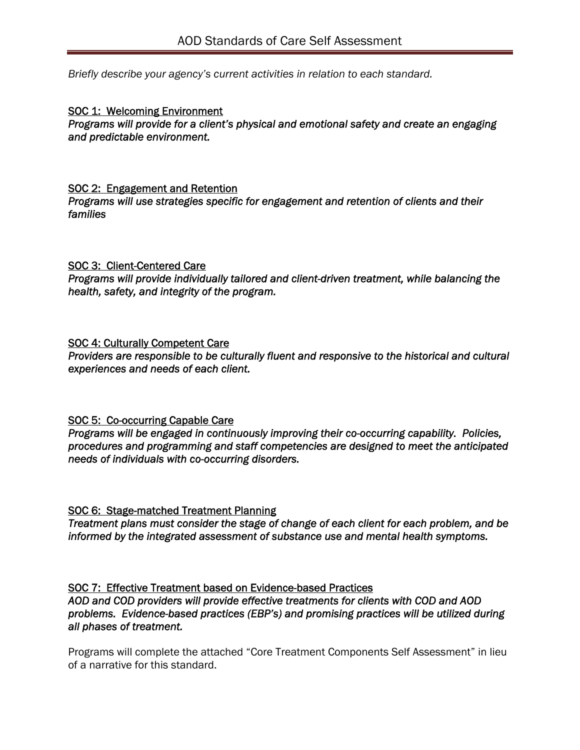# AOD Standards of Care Self Assessment

*Briefly describe your agency's current activities in relation to each standard.*

## SOC 1: Welcoming Environment

***Programs will provide for a client's physical and emotional safety and create an engaging and predictable environment.***

## SOC 2: Engagement and Retention

***Programs will use strategies specific for engagement and retention of clients and their families***

## SOC 3: Client-Centered Care

***Programs will provide individually tailored and client-driven treatment, while balancing the health, safety, and integrity of the program.***

## SOC 4: Culturally Competent Care

***Providers are responsible to be culturally fluent and responsive to the historical and cultural experiences and needs of each client.***

## SOC 5: Co-occurring Capable Care

***Programs will be engaged in continuously improving their co-occurring capability. Policies, procedures and programming and staff competencies are designed to meet the anticipated needs of individuals with co-occurring disorders.***

## SOC 6: Stage-matched Treatment Planning

***Treatment plans must consider the stage of change of each client for each problem, and be informed by the integrated assessment of substance use and mental health symptoms.***

## SOC 7: Effective Treatment based on Evidence-based Practices

***AOD and COD providers will provide effective treatments for clients with COD and AOD problems. Evidence-based practices (EBP's) and promising practices will be utilized during all phases of treatment.***

Programs will complete the attached "Core Treatment Components Self Assessment" in lieu of a narrative for this standard.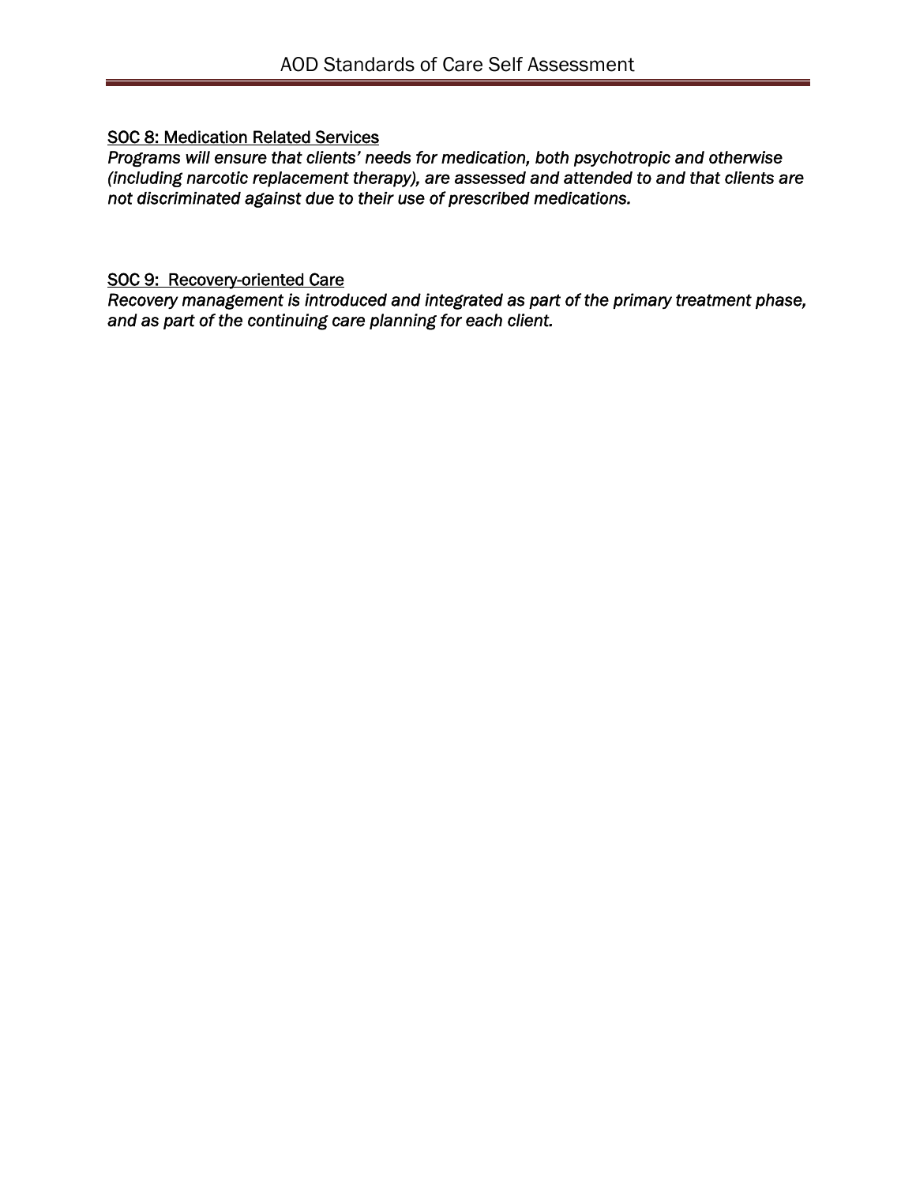SOC 8: Medication Related Services

*Programs will ensure that clients' needs for medication, both psychotropic and otherwise (including narcotic replacement therapy), are assessed and attended to and that clients are not discriminated against due to their use of prescribed medications.*

SOC 9: Recovery-oriented Care

*Recovery management is introduced and integrated as part of the primary treatment phase, and as part of the continuing care planning for each client.*